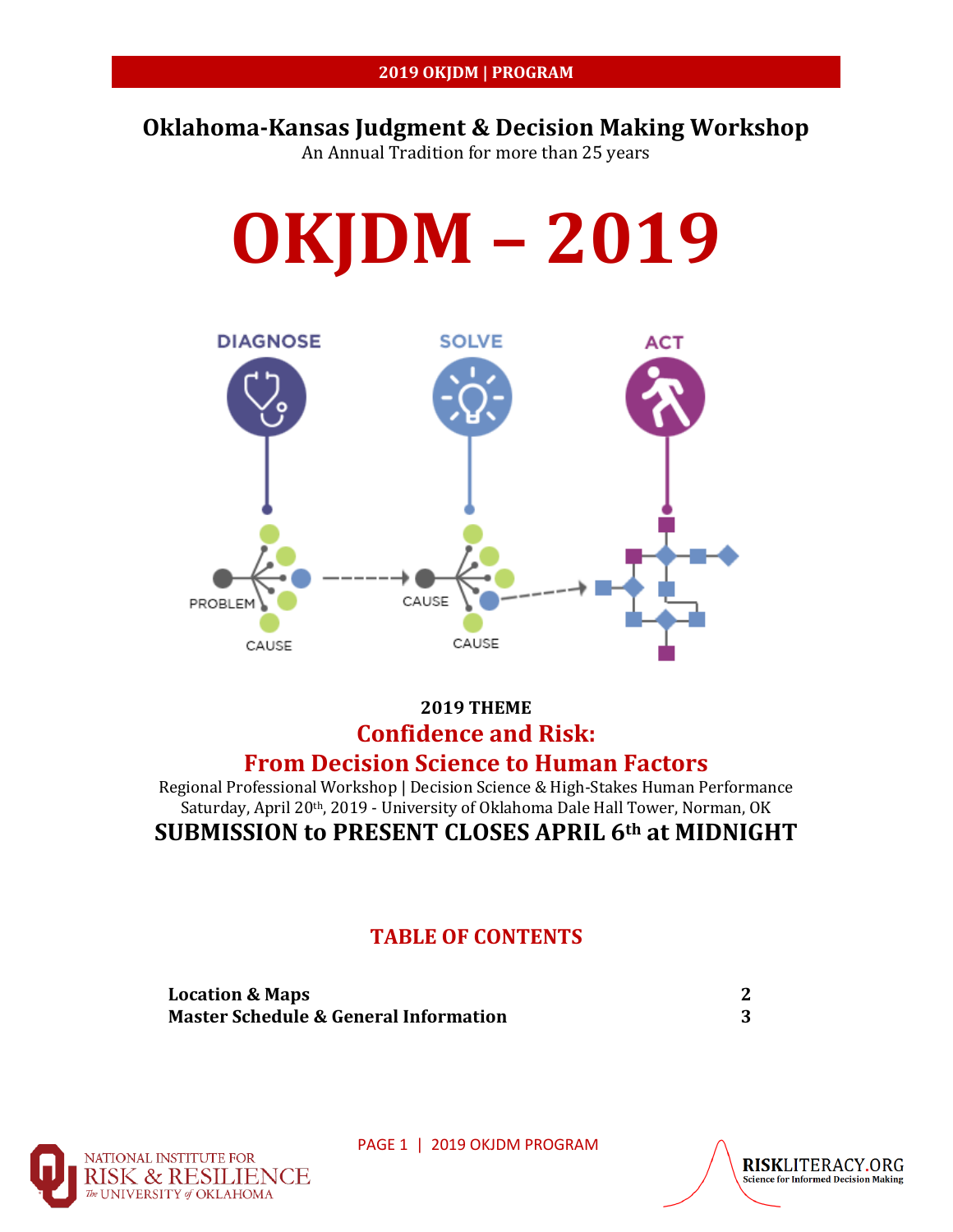# Oklahoma-Kansas Judgment & Decision Making Workshop

An Annual Tradition for more than 25 years

# OKJDM – 2019

**2019 THEME**

## Confidence and Risk:
## From Decision Science to Human Factors

Regional Professional Workshop | Decision Science & High-Stakes Human Performance

Saturday, April 20th, 2019 - University of Oklahoma Dale Hall Tower, Norman, OK

**SUBMISSION to PRESENT CLOSES APRIL 6th at MIDNIGHT**

## TABLE OF CONTENTS

| | |
|---|---|
| **Location & Maps** | **2** |
| **Master Schedule & General Information** | **3** |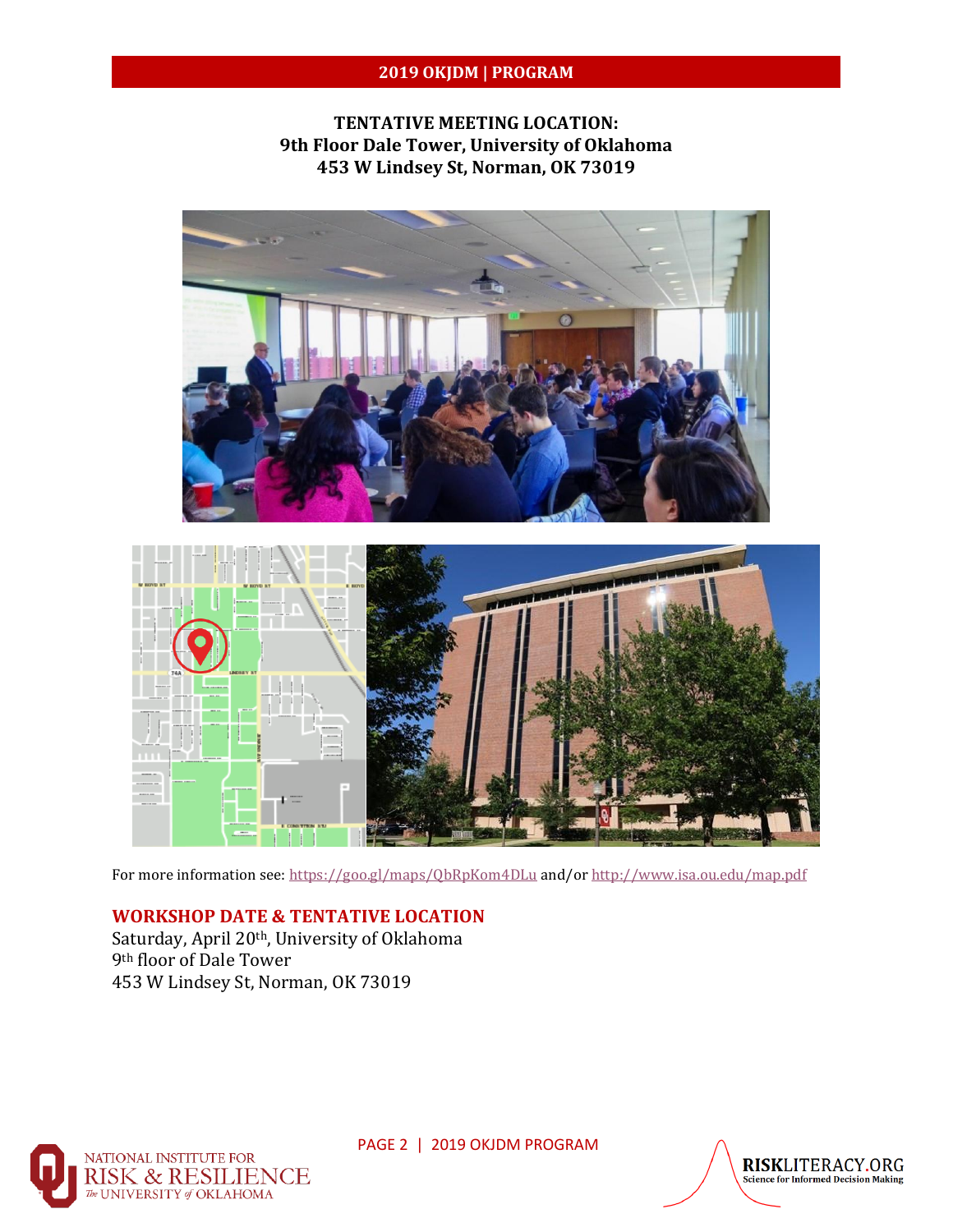**TENTATIVE MEETING LOCATION:**
**9th Floor Dale Tower, University of Oklahoma**
**453 W Lindsey St, Norman, OK 73019**

For more information see: https://goo.gl/maps/QbRpKom4DLu and/or http://www.isa.ou.edu/map.pdf

## WORKSHOP DATE & TENTATIVE LOCATION

Saturday, April 20th, University of Oklahoma
9th floor of Dale Tower
453 W Lindsey St, Norman, OK 73019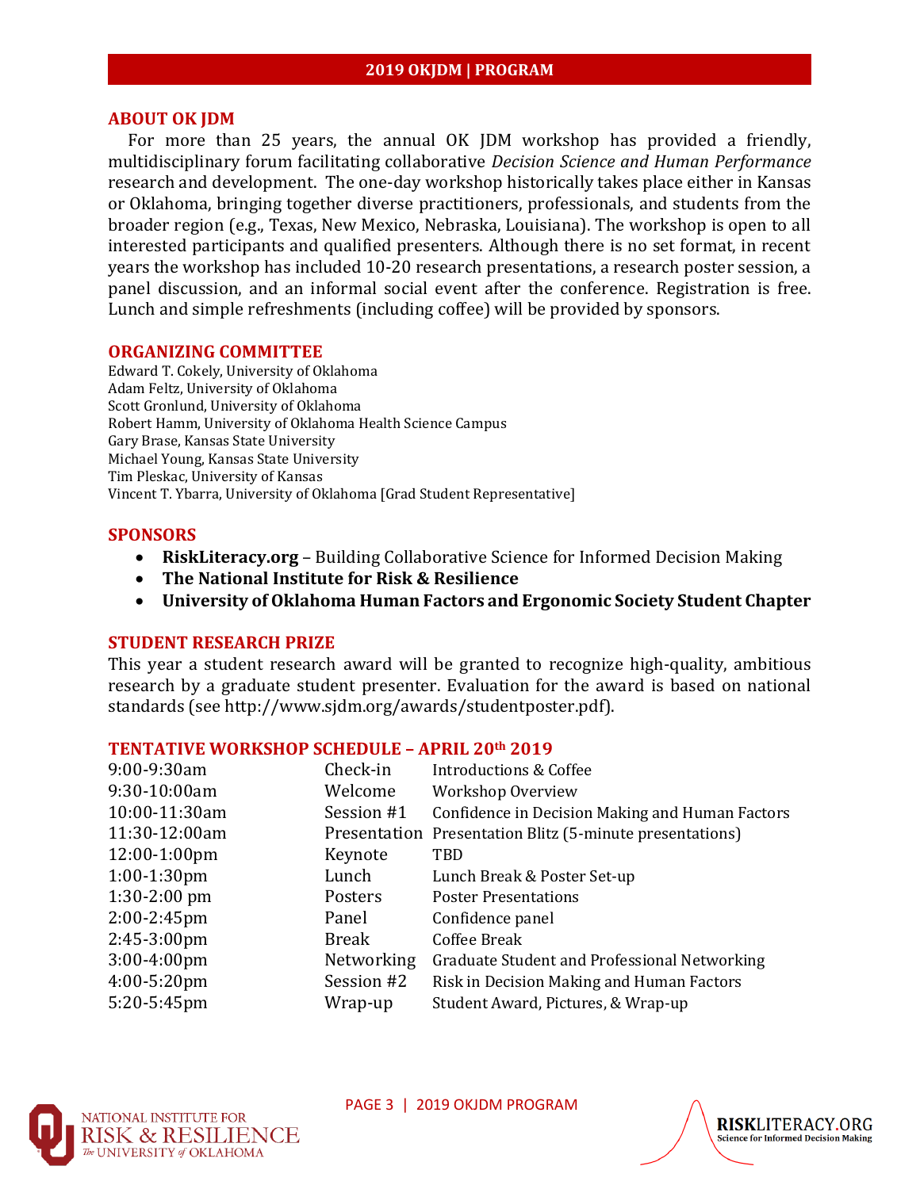# 2019 OKJDM | PROGRAM

## ABOUT OK JDM

For more than 25 years, the annual OK JDM workshop has provided a friendly, multidisciplinary forum facilitating collaborative *Decision Science and Human Performance* research and development. The one-day workshop historically takes place either in Kansas or Oklahoma, bringing together diverse practitioners, professionals, and students from the broader region (e.g., Texas, New Mexico, Nebraska, Louisiana). The workshop is open to all interested participants and qualified presenters. Although there is no set format, in recent years the workshop has included 10-20 research presentations, a research poster session, a panel discussion, and an informal social event after the conference. Registration is free. Lunch and simple refreshments (including coffee) will be provided by sponsors.

## ORGANIZING COMMITTEE

Edward T. Cokely, University of Oklahoma
Adam Feltz, University of Oklahoma
Scott Gronlund, University of Oklahoma
Robert Hamm, University of Oklahoma Health Science Campus
Gary Brase, Kansas State University
Michael Young, Kansas State University
Tim Pleskac, University of Kansas
Vincent T. Ybarra, University of Oklahoma [Grad Student Representative]

## SPONSORS

- **RiskLiteracy.org** – Building Collaborative Science for Informed Decision Making
- **The National Institute for Risk & Resilience**
- **University of Oklahoma Human Factors and Ergonomic Society Student Chapter**

## STUDENT RESEARCH PRIZE

This year a student research award will be granted to recognize high-quality, ambitious research by a graduate student presenter. Evaluation for the award is based on national standards (see http://www.sjdm.org/awards/studentposter.pdf).

## TENTATIVE WORKSHOP SCHEDULE – APRIL 20th 2019

| | | |
|---|---|---|
| 9:00-9:30am | Check-in | Introductions & Coffee |
| 9:30-10:00am | Welcome | Workshop Overview |
| 10:00-11:30am | Session #1 | Confidence in Decision Making and Human Factors |
| 11:30-12:00am | Presentation | Presentation Blitz (5-minute presentations) |
| 12:00-1:00pm | Keynote | TBD |
| 1:00-1:30pm | Lunch | Lunch Break & Poster Set-up |
| 1:30-2:00 pm | Posters | Poster Presentations |
| 2:00-2:45pm | Panel | Confidence panel |
| 2:45-3:00pm | Break | Coffee Break |
| 3:00-4:00pm | Networking | Graduate Student and Professional Networking |
| 4:00-5:20pm | Session #2 | Risk in Decision Making and Human Factors |
| 5:20-5:45pm | Wrap-up | Student Award, Pictures, & Wrap-up |

NATIONAL INSTITUTE FOR RISK & RESILIENCE
The UNIVERSITY of OKLAHOMA

RISKLITERACY.ORG
Science for Informed Decision Making